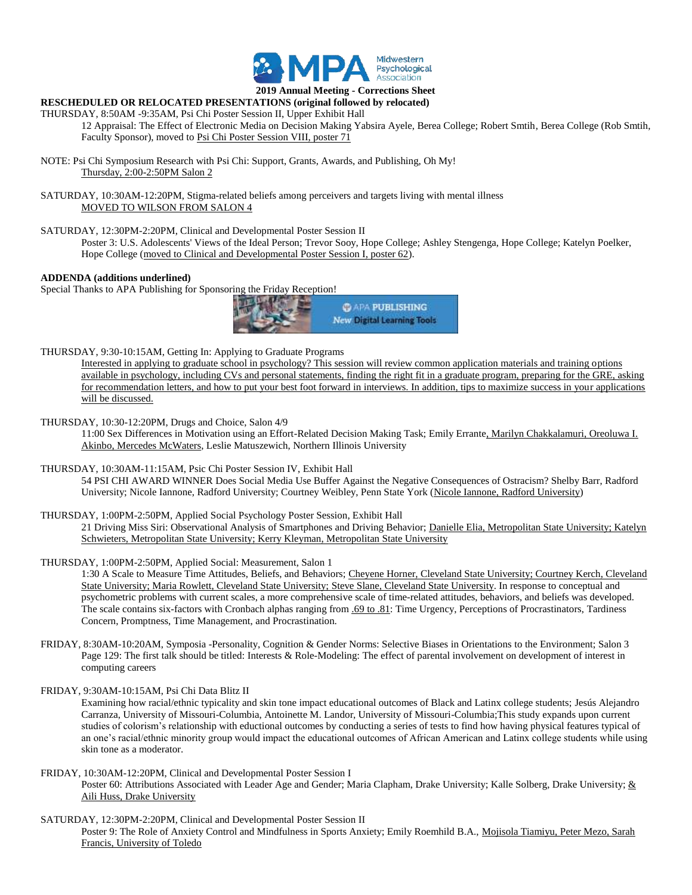**2019 Annual Meeting - Corrections Sheet**

**RESCHEDULED OR RELOCATED PRESENTATIONS (original followed by relocated)**

THURSDAY, 8:50AM -9:35AM, Psi Chi Poster Session II, Upper Exhibit Hall

12 Appraisal: The Effect of Electronic Media on Decision Making Yabsira Ayele, Berea College; Robert Smtih, Berea College (Rob Smtih, Faculty Sponsor), moved to Psi Chi Poster Session VIII, poster 71

NOTE: Psi Chi Symposium Research with Psi Chi: Support, Grants, Awards, and Publishing, Oh My!
Thursday, 2:00-2:50PM Salon 2

SATURDAY, 10:30AM-12:20PM, Stigma-related beliefs among perceivers and targets living with mental illness
MOVED TO WILSON FROM SALON 4

SATURDAY, 12:30PM-2:20PM, Clinical and Developmental Poster Session II

Poster 3: U.S. Adolescents' Views of the Ideal Person; Trevor Sooy, Hope College; Ashley Stengenga, Hope College; Katelyn Poelker, Hope College (moved to Clinical and Developmental Poster Session I, poster 62).

**ADDENDA (additions underlined)**

Special Thanks to APA Publishing for Sponsoring the Friday Reception!

APA PUBLISHING
New Digital Learning Tools

THURSDAY, 9:30-10:15AM, Getting In: Applying to Graduate Programs

Interested in applying to graduate school in psychology? This session will review common application materials and training options available in psychology, including CVs and personal statements, finding the right fit in a graduate program, preparing for the GRE, asking for recommendation letters, and how to put your best foot forward in interviews. In addition, tips to maximize success in your applications will be discussed.

THURSDAY, 10:30-12:20PM, Drugs and Choice, Salon 4/9

11:00 Sex Differences in Motivation using an Effort-Related Decision Making Task; Emily Errante, Marilyn Chakkalamuri, Oreoluwa I. Akinbo, Mercedes McWaters, Leslie Matuszewich, Northern Illinois University

THURSDAY, 10:30AM-11:15AM, Psic Chi Poster Session IV, Exhibit Hall

54 PSI CHI AWARD WINNER Does Social Media Use Buffer Against the Negative Consequences of Ostracism? Shelby Barr, Radford University; Nicole Iannone, Radford University; Courtney Weibley, Penn State York (Nicole Iannone, Radford University)

THURSDAY, 1:00PM-2:50PM, Applied Social Psychology Poster Session, Exhibit Hall

21 Driving Miss Siri: Observational Analysis of Smartphones and Driving Behavior; Danielle Elia, Metropolitan State University; Katelyn Schwieters, Metropolitan State University; Kerry Kleyman, Metropolitan State University

THURSDAY, 1:00PM-2:50PM, Applied Social: Measurement, Salon 1

1:30 A Scale to Measure Time Attitudes, Beliefs, and Behaviors; Cheyene Horner, Cleveland State University; Courtney Kerch, Cleveland State University; Maria Rowlett, Cleveland State University; Steve Slane, Cleveland State University. In response to conceptual and psychometric problems with current scales, a more comprehensive scale of time-related attitudes, behaviors, and beliefs was developed. The scale contains six-factors with Cronbach alphas ranging from .69 to .81: Time Urgency, Perceptions of Procrastinators, Tardiness Concern, Promptness, Time Management, and Procrastination.

FRIDAY, 8:30AM-10:20AM, Symposia -Personality, Cognition & Gender Norms: Selective Biases in Orientations to the Environment; Salon 3

Page 129: The first talk should be titled: Interests & Role-Modeling: The effect of parental involvement on development of interest in computing careers

FRIDAY, 9:30AM-10:15AM, Psi Chi Data Blitz II

Examining how racial/ethnic typicality and skin tone impact educational outcomes of Black and Latinx college students; Jesús Alejandro Carranza, University of Missouri-Columbia, Antoinette M. Landor, University of Missouri-Columbia;This study expands upon current studies of colorism's relationship with eductional outcomes by conducting a series of tests to find how having physical features typical of an one's racial/ethnic minority group would impact the educational outcomes of African American and Latinx college students while using skin tone as a moderator.

FRIDAY, 10:30AM-12:20PM, Clinical and Developmental Poster Session I

Poster 60: Attributions Associated with Leader Age and Gender; Maria Clapham, Drake University; Kalle Solberg, Drake University; & Aili Huss, Drake University

SATURDAY, 12:30PM-2:20PM, Clinical and Developmental Poster Session II

Poster 9: The Role of Anxiety Control and Mindfulness in Sports Anxiety; Emily Roemhild B.A., Mojisola Tiamiyu, Peter Mezo, Sarah Francis, University of Toledo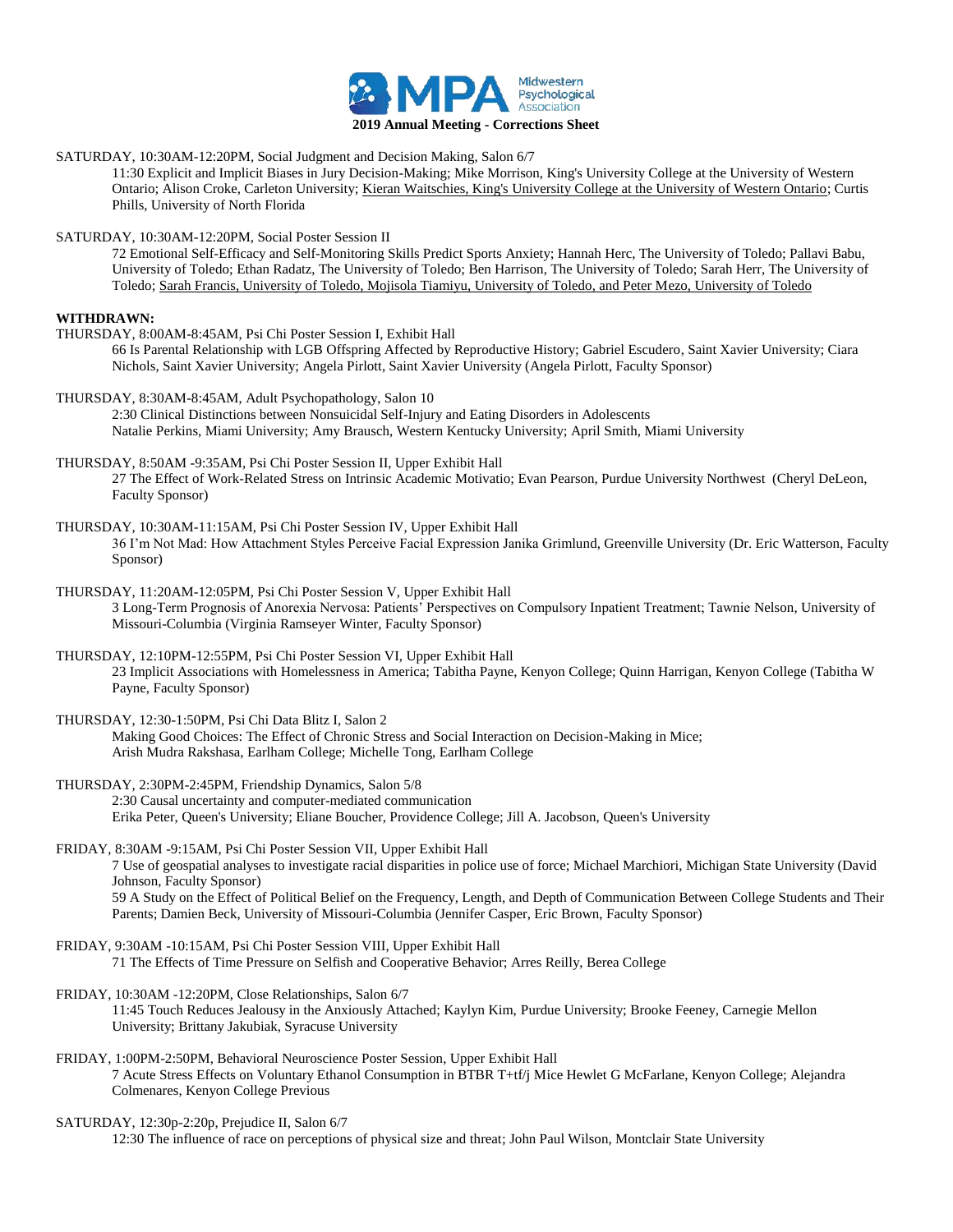**2019 Annual Meeting - Corrections Sheet**

SATURDAY, 10:30AM-12:20PM, Social Judgment and Decision Making, Salon 6/7

11:30 Explicit and Implicit Biases in Jury Decision-Making; Mike Morrison, King's University College at the University of Western Ontario; Alison Croke, Carleton University; Kieran Waitschies, King's University College at the University of Western Ontario; Curtis Phills, University of North Florida

SATURDAY, 10:30AM-12:20PM, Social Poster Session II

72 Emotional Self-Efficacy and Self-Monitoring Skills Predict Sports Anxiety; Hannah Herc, The University of Toledo; Pallavi Babu, University of Toledo; Ethan Radatz, The University of Toledo; Ben Harrison, The University of Toledo; Sarah Herr, The University of Toledo; Sarah Francis, University of Toledo, Mojisola Tiamiyu, University of Toledo, and Peter Mezo, University of Toledo

**WITHDRAWN:**

THURSDAY, 8:00AM-8:45AM, Psi Chi Poster Session I, Exhibit Hall

66 Is Parental Relationship with LGB Offspring Affected by Reproductive History; Gabriel Escudero, Saint Xavier University; Ciara Nichols, Saint Xavier University; Angela Pirlott, Saint Xavier University (Angela Pirlott, Faculty Sponsor)

THURSDAY, 8:30AM-8:45AM, Adult Psychopathology, Salon 10

2:30 Clinical Distinctions between Nonsuicidal Self-Injury and Eating Disorders in Adolescents
Natalie Perkins, Miami University; Amy Brausch, Western Kentucky University; April Smith, Miami University

THURSDAY, 8:50AM -9:35AM, Psi Chi Poster Session II, Upper Exhibit Hall

27 The Effect of Work-Related Stress on Intrinsic Academic Motivatio; Evan Pearson, Purdue University Northwest (Cheryl DeLeon, Faculty Sponsor)

THURSDAY, 10:30AM-11:15AM, Psi Chi Poster Session IV, Upper Exhibit Hall

36 I'm Not Mad: How Attachment Styles Perceive Facial Expression Janika Grimlund, Greenville University (Dr. Eric Watterson, Faculty Sponsor)

THURSDAY, 11:20AM-12:05PM, Psi Chi Poster Session V, Upper Exhibit Hall

3 Long-Term Prognosis of Anorexia Nervosa: Patients' Perspectives on Compulsory Inpatient Treatment; Tawnie Nelson, University of Missouri-Columbia (Virginia Ramseyer Winter, Faculty Sponsor)

THURSDAY, 12:10PM-12:55PM, Psi Chi Poster Session VI, Upper Exhibit Hall

23 Implicit Associations with Homelessness in America; Tabitha Payne, Kenyon College; Quinn Harrigan, Kenyon College (Tabitha W Payne, Faculty Sponsor)

THURSDAY, 12:30-1:50PM, Psi Chi Data Blitz I, Salon 2

Making Good Choices: The Effect of Chronic Stress and Social Interaction on Decision-Making in Mice;
Arish Mudra Rakshasa, Earlham College; Michelle Tong, Earlham College

THURSDAY, 2:30PM-2:45PM, Friendship Dynamics, Salon 5/8

2:30 Causal uncertainty and computer-mediated communication
Erika Peter, Queen's University; Eliane Boucher, Providence College; Jill A. Jacobson, Queen's University

FRIDAY, 8:30AM -9:15AM, Psi Chi Poster Session VII, Upper Exhibit Hall

7 Use of geospatial analyses to investigate racial disparities in police use of force; Michael Marchiori, Michigan State University (David Johnson, Faculty Sponsor)

59 A Study on the Effect of Political Belief on the Frequency, Length, and Depth of Communication Between College Students and Their Parents; Damien Beck, University of Missouri-Columbia (Jennifer Casper, Eric Brown, Faculty Sponsor)

FRIDAY, 9:30AM -10:15AM, Psi Chi Poster Session VIII, Upper Exhibit Hall

71 The Effects of Time Pressure on Selfish and Cooperative Behavior; Arres Reilly, Berea College

FRIDAY, 10:30AM -12:20PM, Close Relationships, Salon 6/7

11:45 Touch Reduces Jealousy in the Anxiously Attached; Kaylyn Kim, Purdue University; Brooke Feeney, Carnegie Mellon University; Brittany Jakubiak, Syracuse University

FRIDAY, 1:00PM-2:50PM, Behavioral Neuroscience Poster Session, Upper Exhibit Hall

7 Acute Stress Effects on Voluntary Ethanol Consumption in BTBR T+tf/j Mice Hewlet G McFarlane, Kenyon College; Alejandra Colmenares, Kenyon College Previous

SATURDAY, 12:30p-2:20p, Prejudice II, Salon 6/7

12:30 The influence of race on perceptions of physical size and threat; John Paul Wilson, Montclair State University